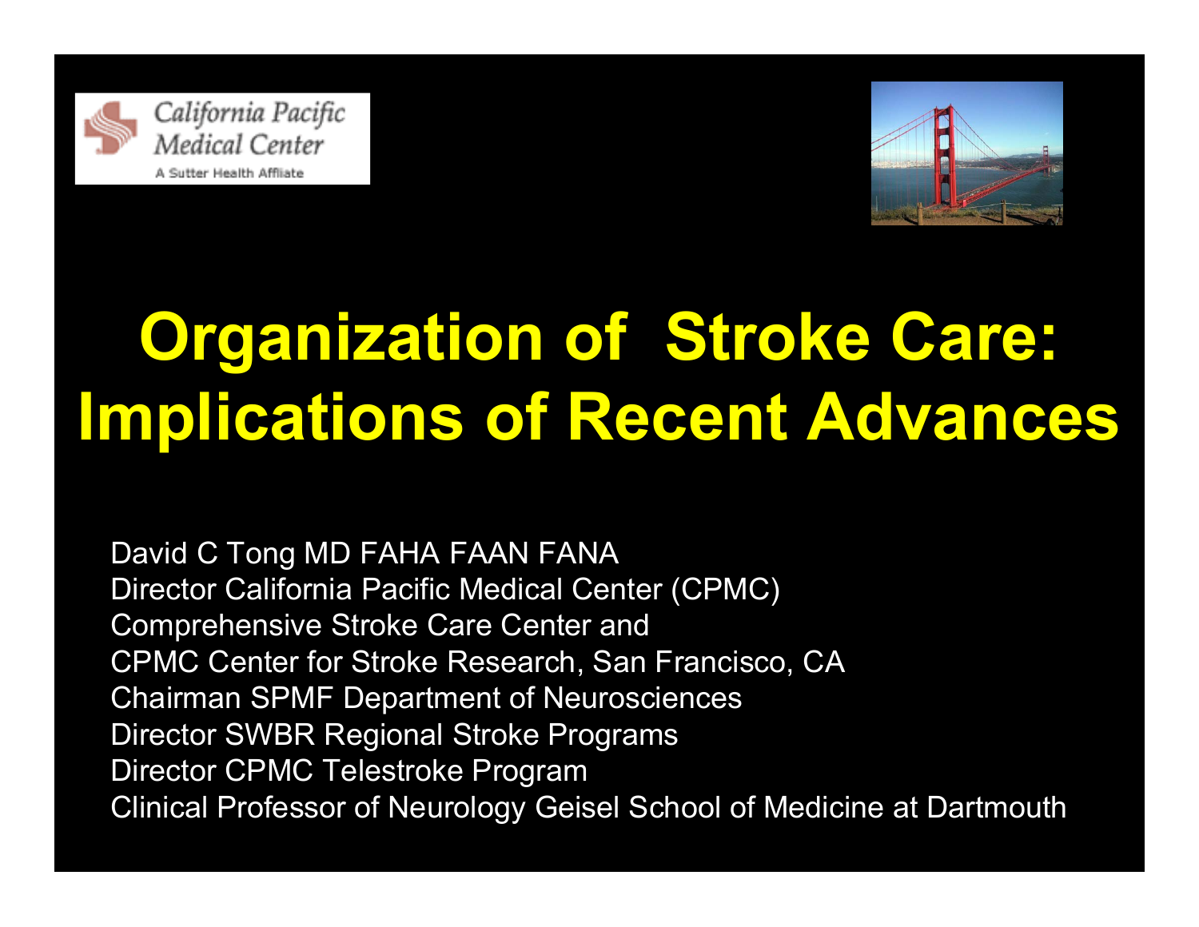California Pacific Medical Center

A Sutter Health Affiliate

# Organization of Stroke Care: Implications of Recent Advances

David C Tong MD FAHA FAAN FANA
Director California Pacific Medical Center (CPMC)
Comprehensive Stroke Care Center and
CPMC Center for Stroke Research, San Francisco, CA
Chairman SPMF Department of Neurosciences
Director SWBR Regional Stroke Programs
Director CPMC Telestroke Program
Clinical Professor of Neurology Geisel School of Medicine at Dartmouth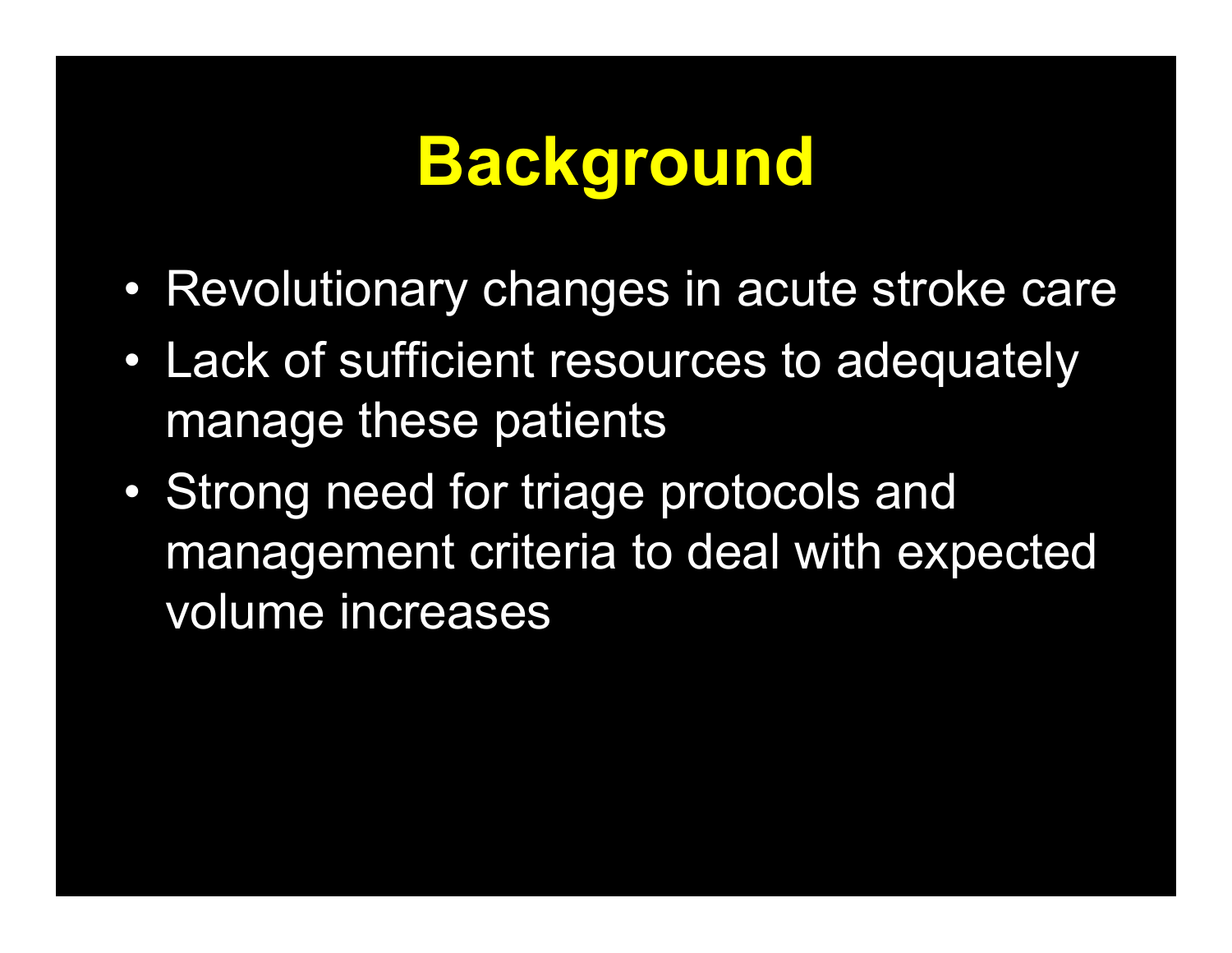# Background

- Revolutionary changes in acute stroke care
- Lack of sufficient resources to adequately manage these patients
- Strong need for triage protocols and management criteria to deal with expected volume increases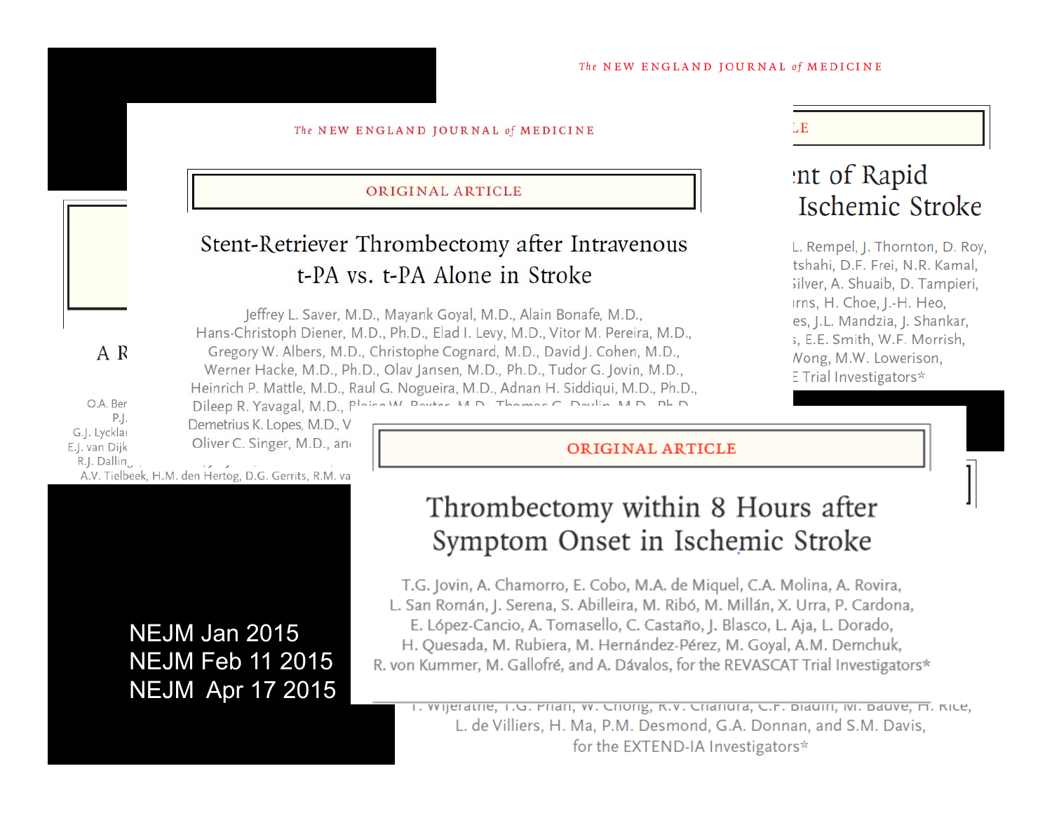The NEW ENGLAND JOURNAL of MEDICINE

ORIGINAL ARTICLE

## Stent-Retriever Thrombectomy after Intravenous t-PA vs. t-PA Alone in Stroke

Jeffrey L. Saver, M.D., Mayank Goyal, M.D., Alain Bonafe, M.D., Hans-Christoph Diener, M.D., Ph.D., Elad I. Levy, M.D., Vitor M. Pereira, M.D., Gregory W. Albers, M.D., Christophe Cognard, M.D., David J. Cohen, M.D., Werner Hacke, M.D., Ph.D., Olav Jansen, M.D., Ph.D., Tudor G. Jovin, M.D., Heinrich P. Mattle, M.D., Raul G. Nogueira, M.D., Adnan H. Siddiqui, M.D., Ph.D., Dileep R. Yavagal, M.D., ... Demetrius K. Lopes, M.D., V... Oliver C. Singer, M.D., an...

The NEW ENGLAND JOURNAL of MEDICINE

...LE

## ...nt of Rapid ... Ischemic Stroke

...L. Rempel, J. Thornton, D. Roy, ...tshahi, D.F. Frei, N.R. Kamal, ...ilver, A. Shuaib, D. Tampieri, ...rns, H. Choe, J.-H. Heo, ...es, J.L. Mandzia, J. Shankar, ...s, E.E. Smith, W.F. Morrish, ...Wong, M.W. Lowerison, ...E Trial Investigators*

A R...

O.A. Ber... P.J. ... G.J. Lyckla... E.J. van Dijk... R.J. Dallin... A.V. Tielbeek, H.M. den Hertog, D.G. Gerrits, R.M. va...

ORIGINAL ARTICLE

## Thrombectomy within 8 Hours after Symptom Onset in Ischemic Stroke

T.G. Jovin, A. Chamorro, E. Cobo, M.A. de Miquel, C.A. Molina, A. Rovira, L. San Román, J. Serena, S. Abilleira, M. Ribó, M. Millán, X. Urra, P. Cardona, E. López-Cancio, A. Tomasello, C. Castaño, J. Blasco, L. Aja, L. Dorado, H. Quesada, M. Rubiera, M. Hernández-Pérez, M. Goyal, A.M. Demchuk, R. von Kummer, M. Gallofré, and A. Dávalos, for the REVASCAT Trial Investigators*

T. Wijeratne, T.G. Phan, W. Chong, R.V. Chandra, C.F. Bladin, M. Badve, H. Rice, L. de Villiers, H. Ma, P.M. Desmond, G.A. Donnan, and S.M. Davis, for the EXTEND-IA Investigators*

NEJM Jan 2015
NEJM Feb 11 2015
NEJM Apr 17 2015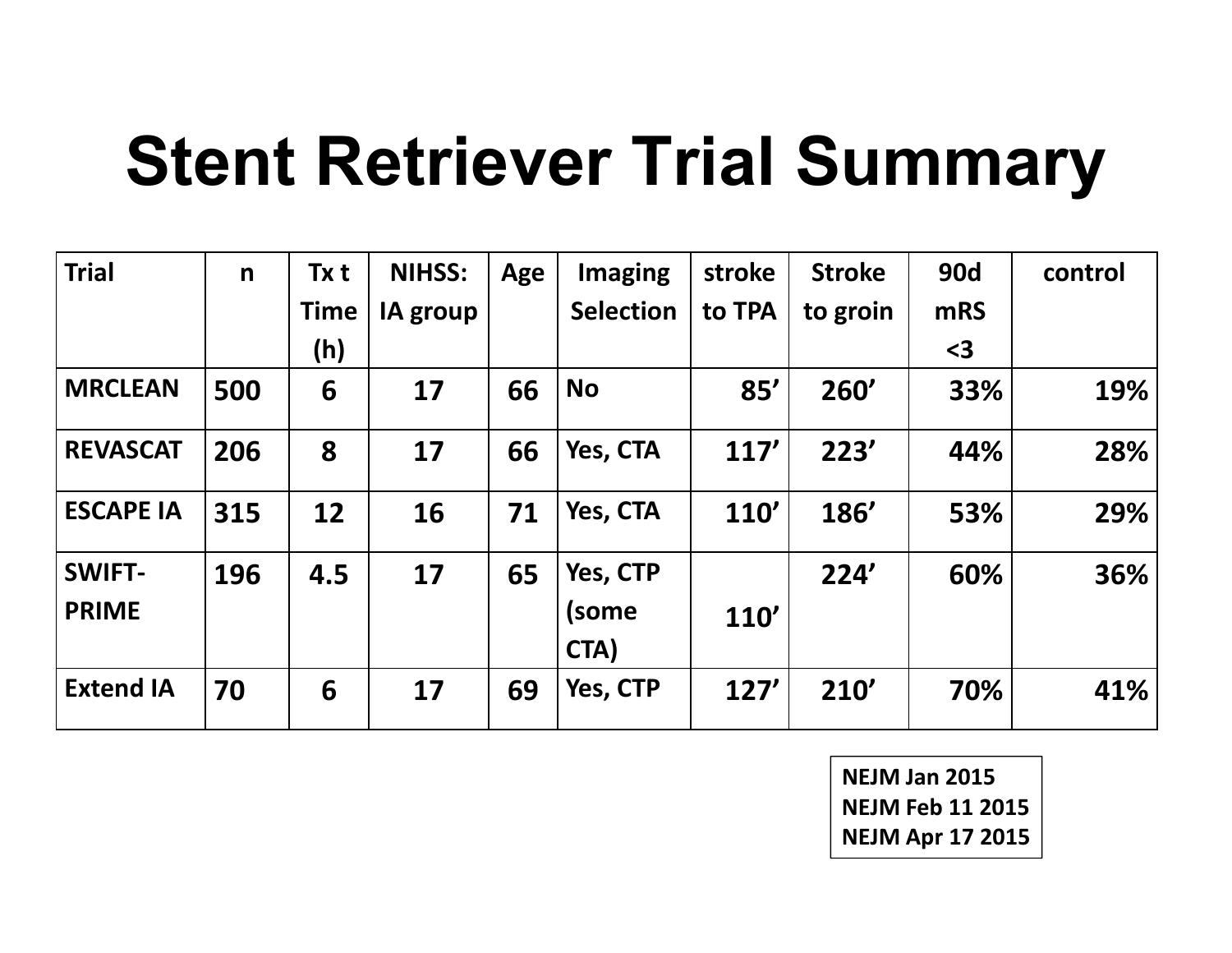# Stent Retriever Trial Summary

| Trial | n | Tx t Time (h) | NIHSS: IA group | Age | Imaging Selection | stroke to TPA | Stroke to groin | 90d mRS <3 | control |
|---|---|---|---|---|---|---|---|---|---|
| MRCLEAN | 500 | 6 | 17 | 66 | No | 85’ | 260’ | 33% | 19% |
| REVASCAT | 206 | 8 | 17 | 66 | Yes, CTA | 117’ | 223’ | 44% | 28% |
| ESCAPE IA | 315 | 12 | 16 | 71 | Yes, CTA | 110’ | 186’ | 53% | 29% |
| SWIFT-PRIME | 196 | 4.5 | 17 | 65 | Yes, CTP (some CTA) | 110’ | 224’ | 60% | 36% |
| Extend IA | 70 | 6 | 17 | 69 | Yes, CTP | 127’ | 210’ | 70% | 41% |

**NEJM Jan 2015**
**NEJM Feb 11 2015**
**NEJM Apr 17 2015**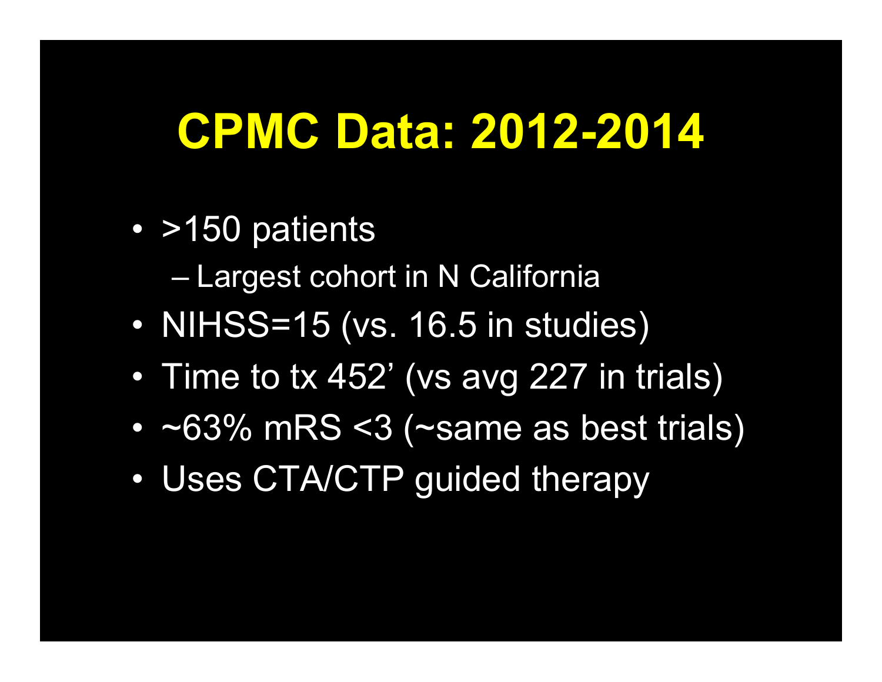# CPMC Data: 2012-2014

- >150 patients
  - Largest cohort in N California
- NIHSS=15 (vs. 16.5 in studies)
- Time to tx 452' (vs avg 227 in trials)
- ~63% mRS <3 (~same as best trials)
- Uses CTA/CTP guided therapy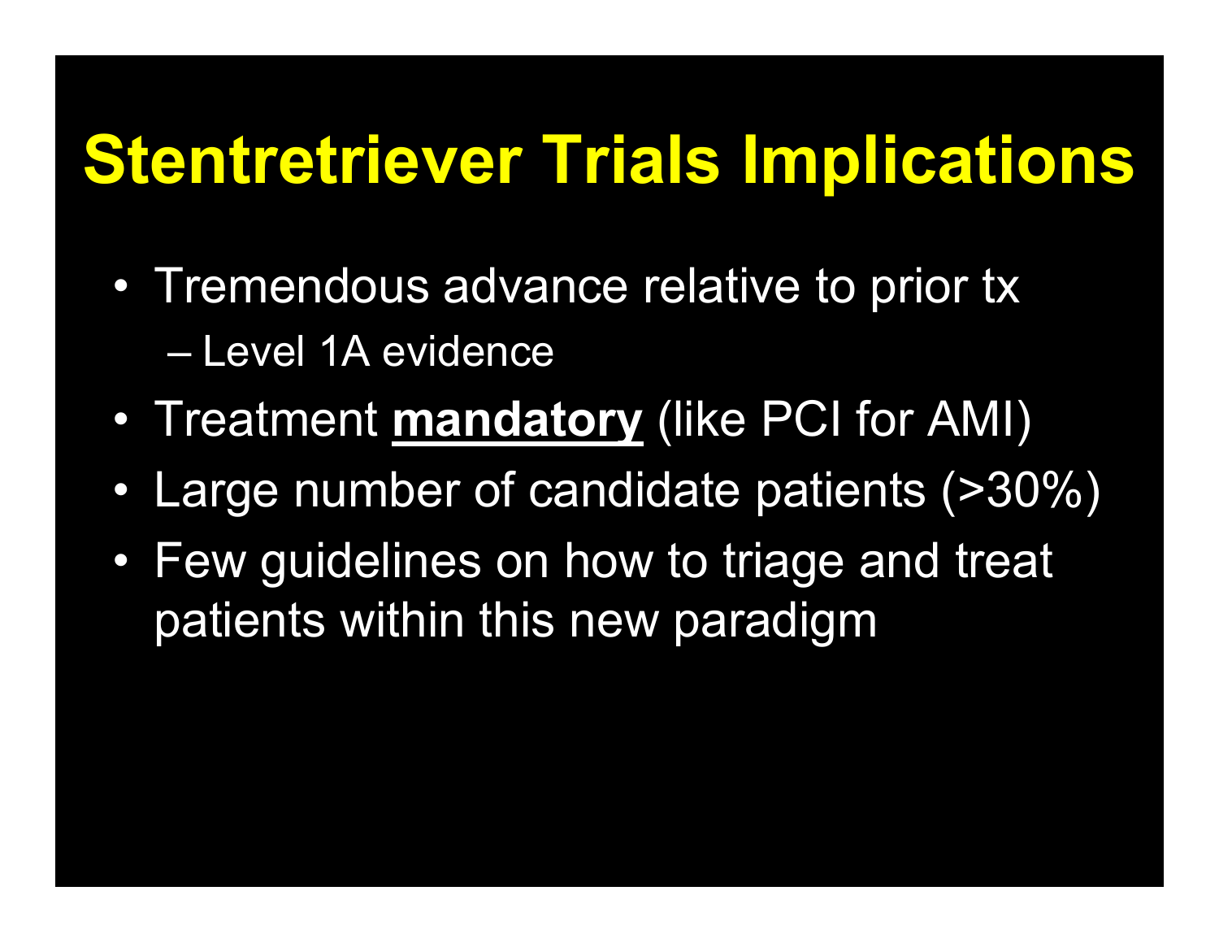# Stentretriever Trials Implications

- Tremendous advance relative to prior tx
  - Level 1A evidence
- Treatment **<u>mandatory</u>** (like PCI for AMI)
- Large number of candidate patients (>30%)
- Few guidelines on how to triage and treat patients within this new paradigm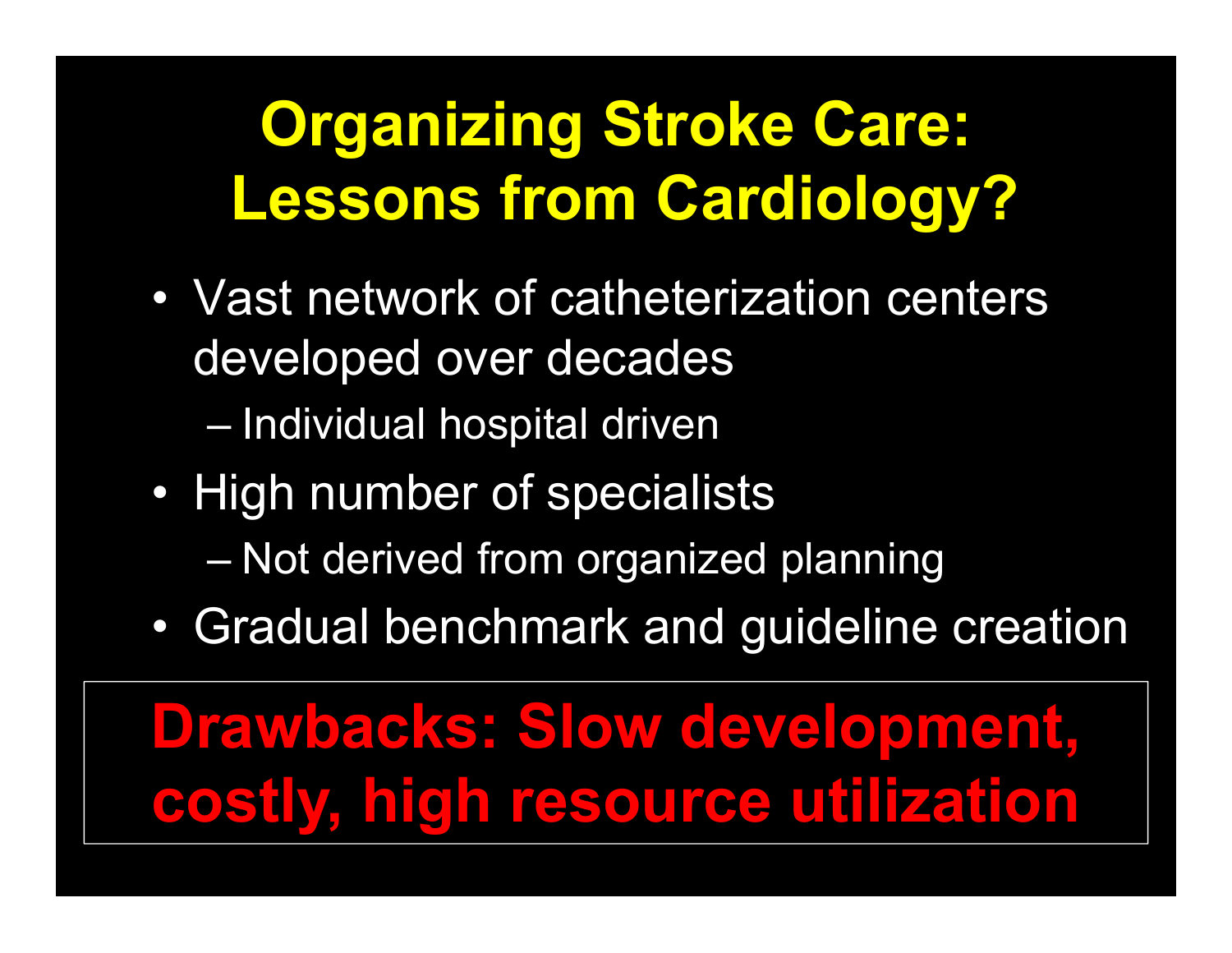# Organizing Stroke Care: Lessons from Cardiology?

- Vast network of catheterization centers developed over decades
  - Individual hospital driven
- High number of specialists
  - Not derived from organized planning
- Gradual benchmark and guideline creation

**Drawbacks: Slow development, costly, high resource utilization**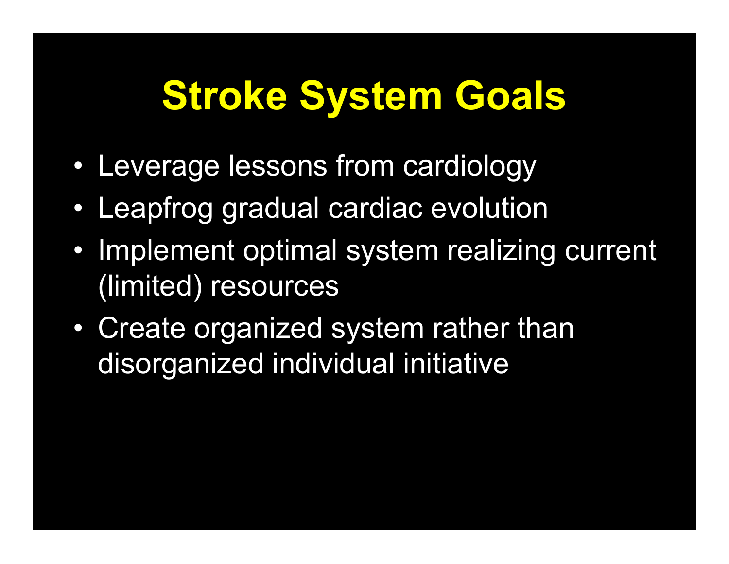# Stroke System Goals

- Leverage lessons from cardiology
- Leapfrog gradual cardiac evolution
- Implement optimal system realizing current (limited) resources
- Create organized system rather than disorganized individual initiative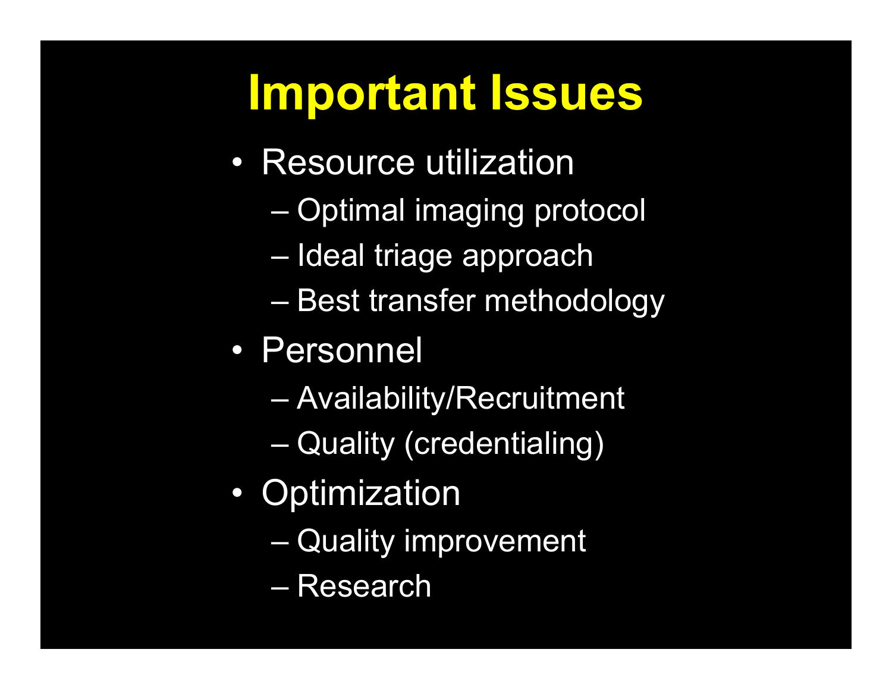# Important Issues

- Resource utilization
  - Optimal imaging protocol
  - Ideal triage approach
  - Best transfer methodology
- Personnel
  - Availability/Recruitment
  - Quality (credentialing)
- Optimization
  - Quality improvement
  - Research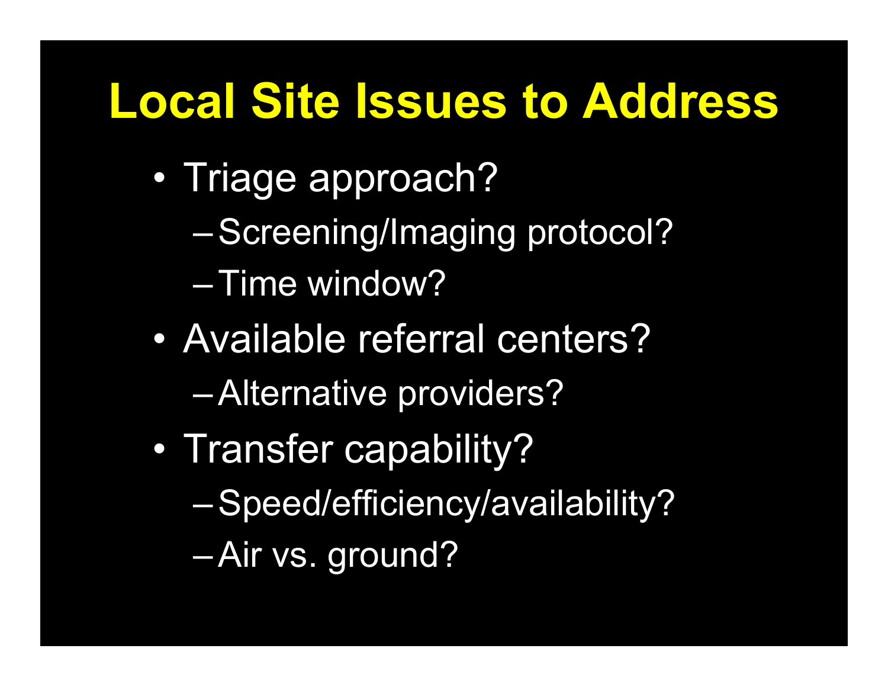# Local Site Issues to Address

- Triage approach?
  - Screening/Imaging protocol?
  - Time window?
- Available referral centers?
  - Alternative providers?
- Transfer capability?
  - Speed/efficiency/availability?
  - Air vs. ground?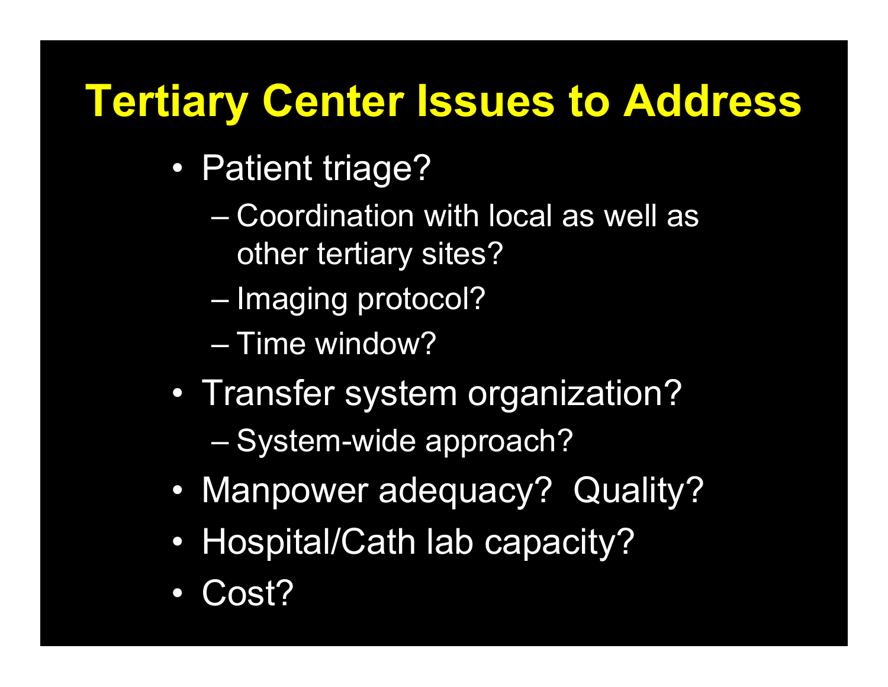# Tertiary Center Issues to Address

- Patient triage?
  - Coordination with local as well as other tertiary sites?
  - Imaging protocol?
  - Time window?
- Transfer system organization?
  - System-wide approach?
- Manpower adequacy? Quality?
- Hospital/Cath lab capacity?
- Cost?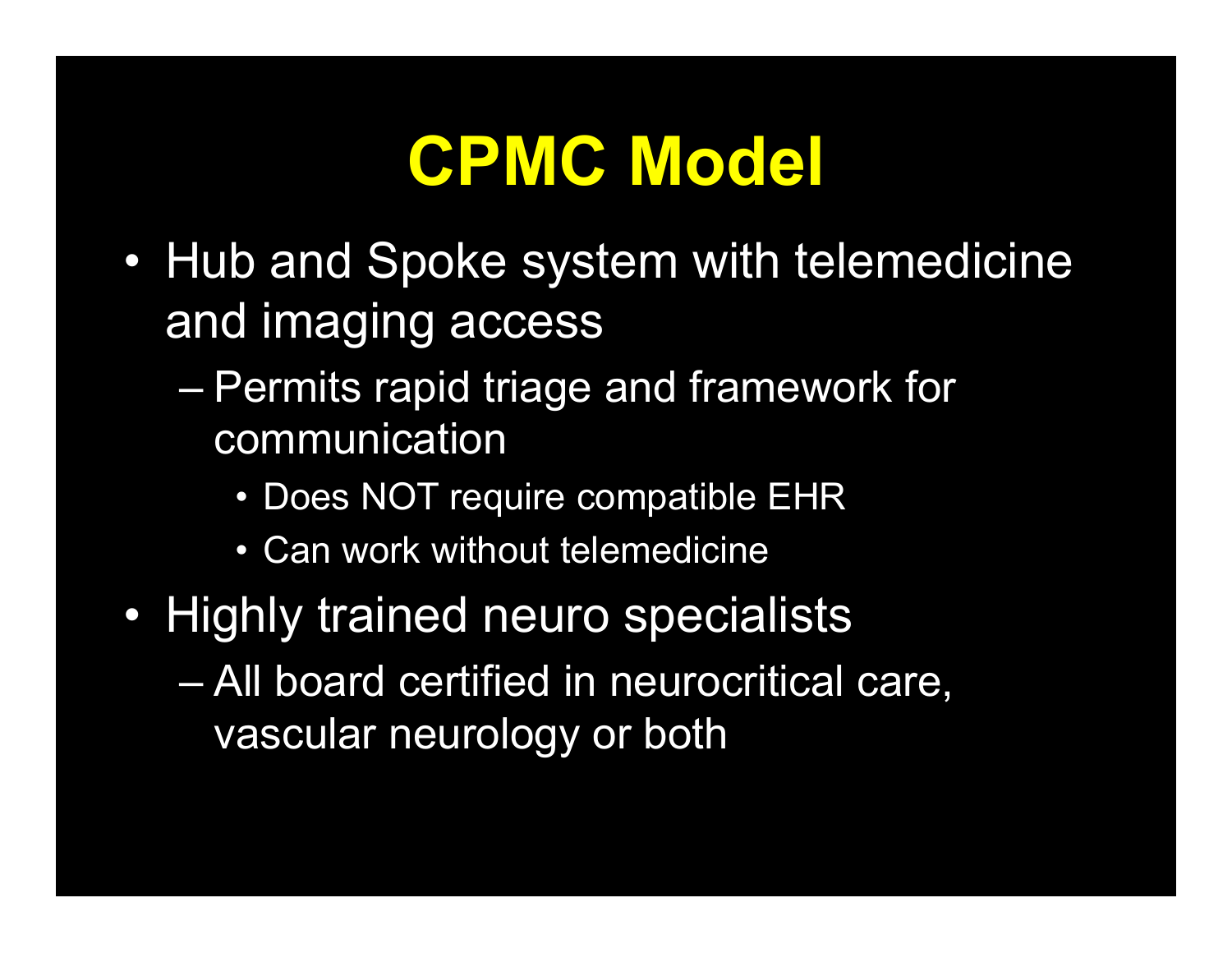# CPMC Model

- Hub and Spoke system with telemedicine and imaging access
  - Permits rapid triage and framework for communication
    - Does NOT require compatible EHR
    - Can work without telemedicine
- Highly trained neuro specialists
  - All board certified in neurocritical care, vascular neurology or both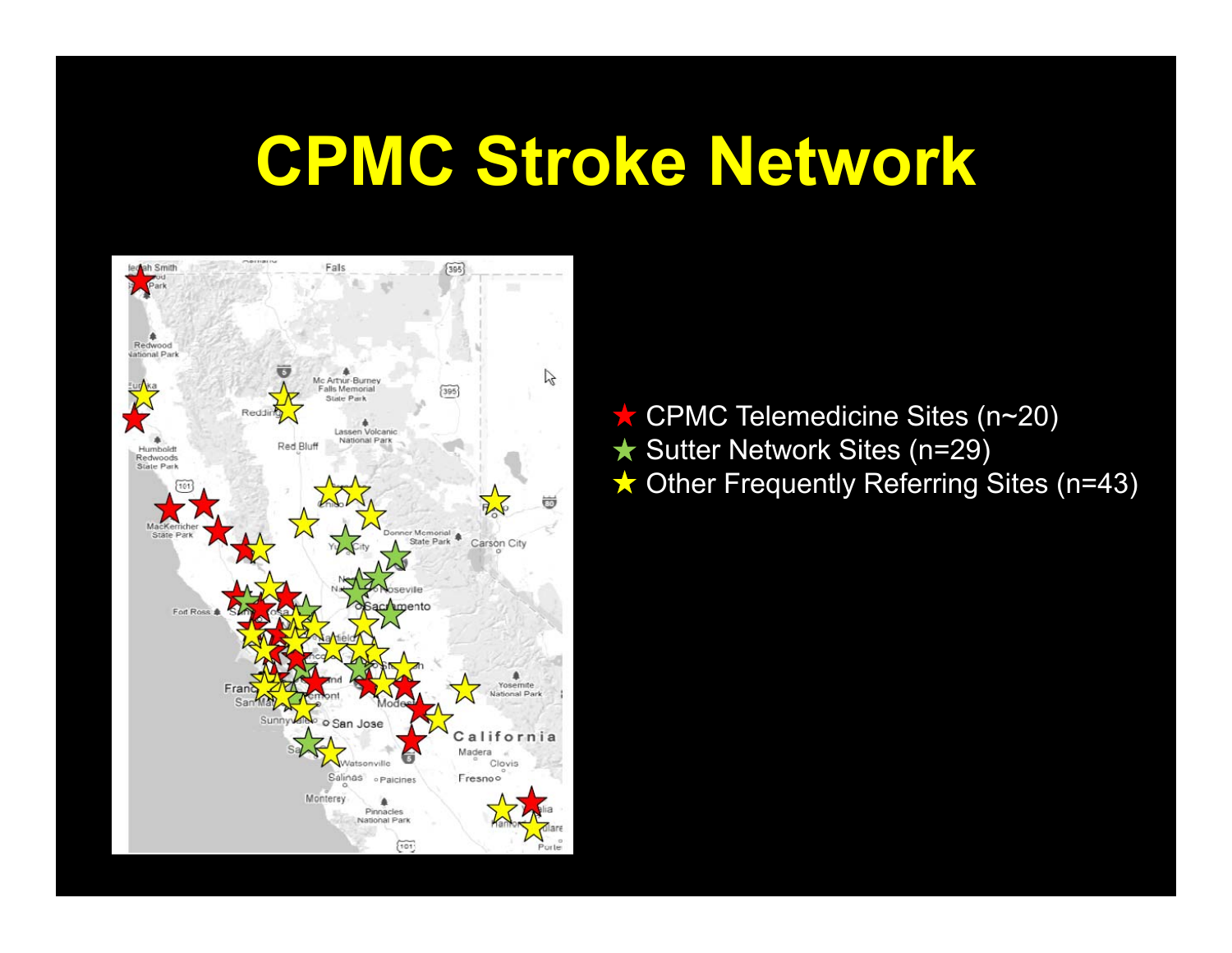# CPMC Stroke Network

- ★ CPMC Telemedicine Sites (n~20)
- ★ Sutter Network Sites (n=29)
- ★ Other Frequently Referring Sites (n=43)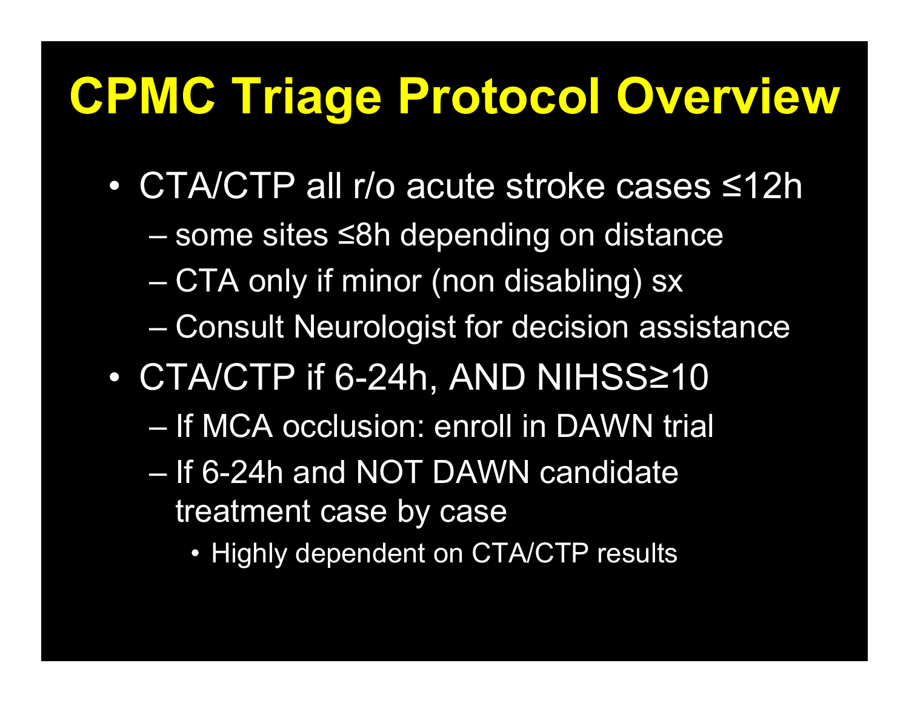# CPMC Triage Protocol Overview

- CTA/CTP all r/o acute stroke cases ≤12h
  - some sites ≤8h depending on distance
  - CTA only if minor (non disabling) sx
  - Consult Neurologist for decision assistance
- CTA/CTP if 6-24h, AND NIHSS≥10
  - If MCA occlusion: enroll in DAWN trial
  - If 6-24h and NOT DAWN candidate treatment case by case
    - Highly dependent on CTA/CTP results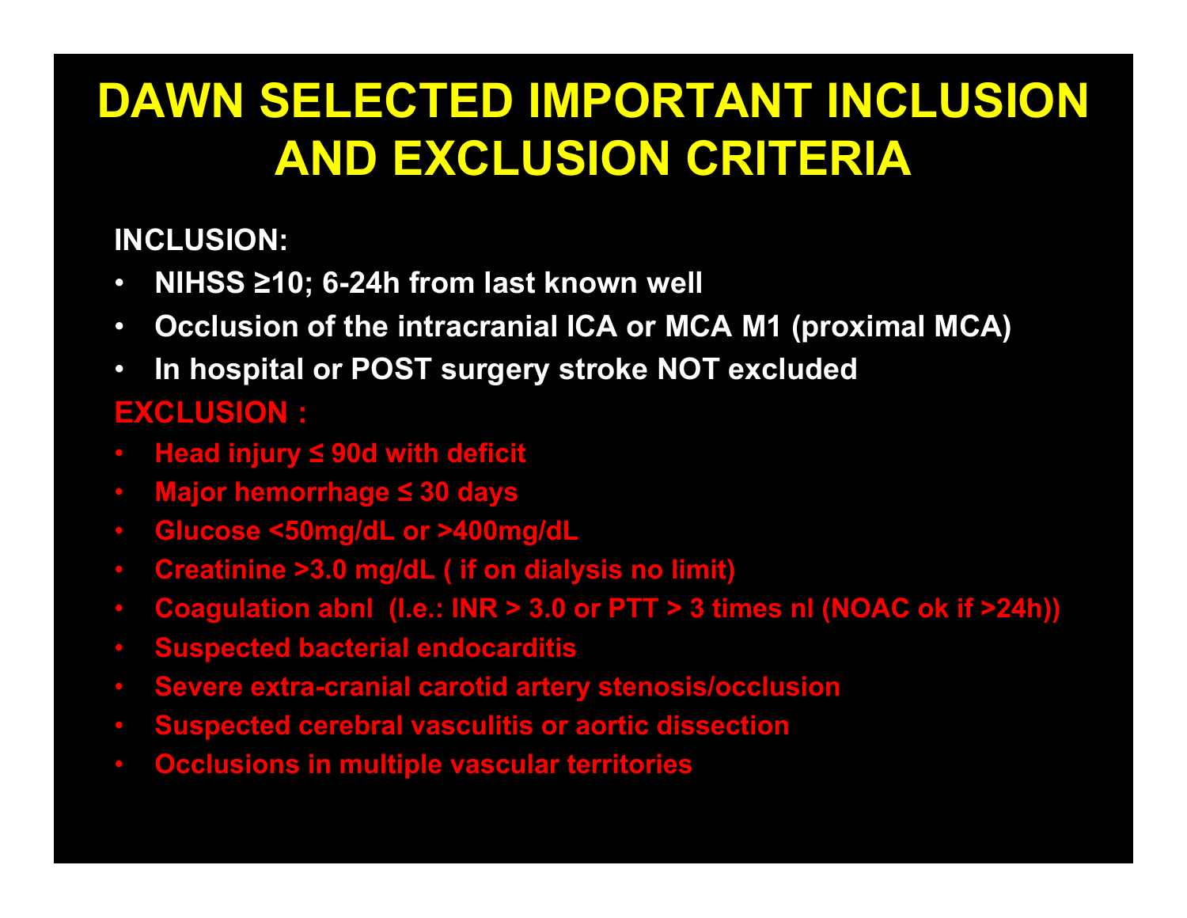# DAWN SELECTED IMPORTANT INCLUSION AND EXCLUSION CRITERIA

**INCLUSION:**

- **NIHSS ≥10; 6-24h from last known well**
- **Occlusion of the intracranial ICA or MCA M1 (proximal MCA)**
- **In hospital or POST surgery stroke NOT excluded**

**EXCLUSION :**

- **Head injury ≤ 90d with deficit**
- **Major hemorrhage ≤ 30 days**
- **Glucose <50mg/dL or >400mg/dL**
- **Creatinine >3.0 mg/dL ( if on dialysis no limit)**
- **Coagulation abnl (I.e.: INR > 3.0 or PTT > 3 times nl (NOAC ok if >24h))**
- **Suspected bacterial endocarditis**
- **Severe extra-cranial carotid artery stenosis/occlusion**
- **Suspected cerebral vasculitis or aortic dissection**
- **Occlusions in multiple vascular territories**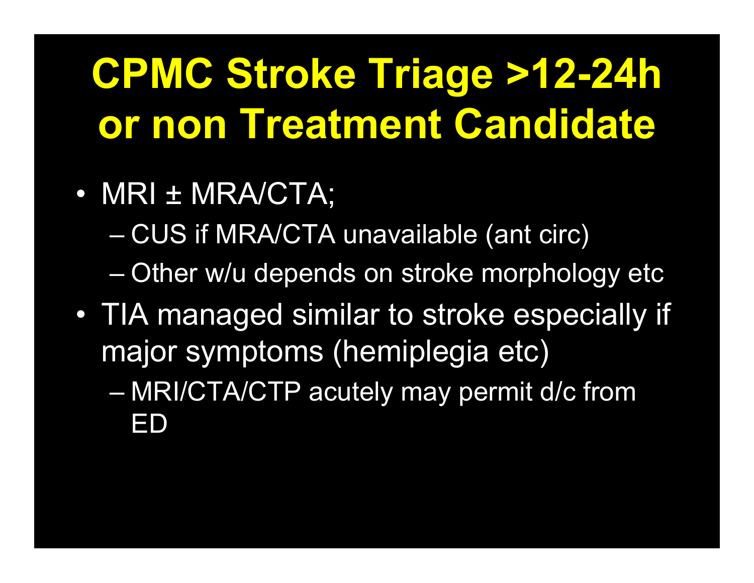# CPMC Stroke Triage >12-24h or non Treatment Candidate

- MRI ± MRA/CTA;
  - CUS if MRA/CTA unavailable (ant circ)
  - Other w/u depends on stroke morphology etc
- TIA managed similar to stroke especially if major symptoms (hemiplegia etc)
  - MRI/CTA/CTP acutely may permit d/c from ED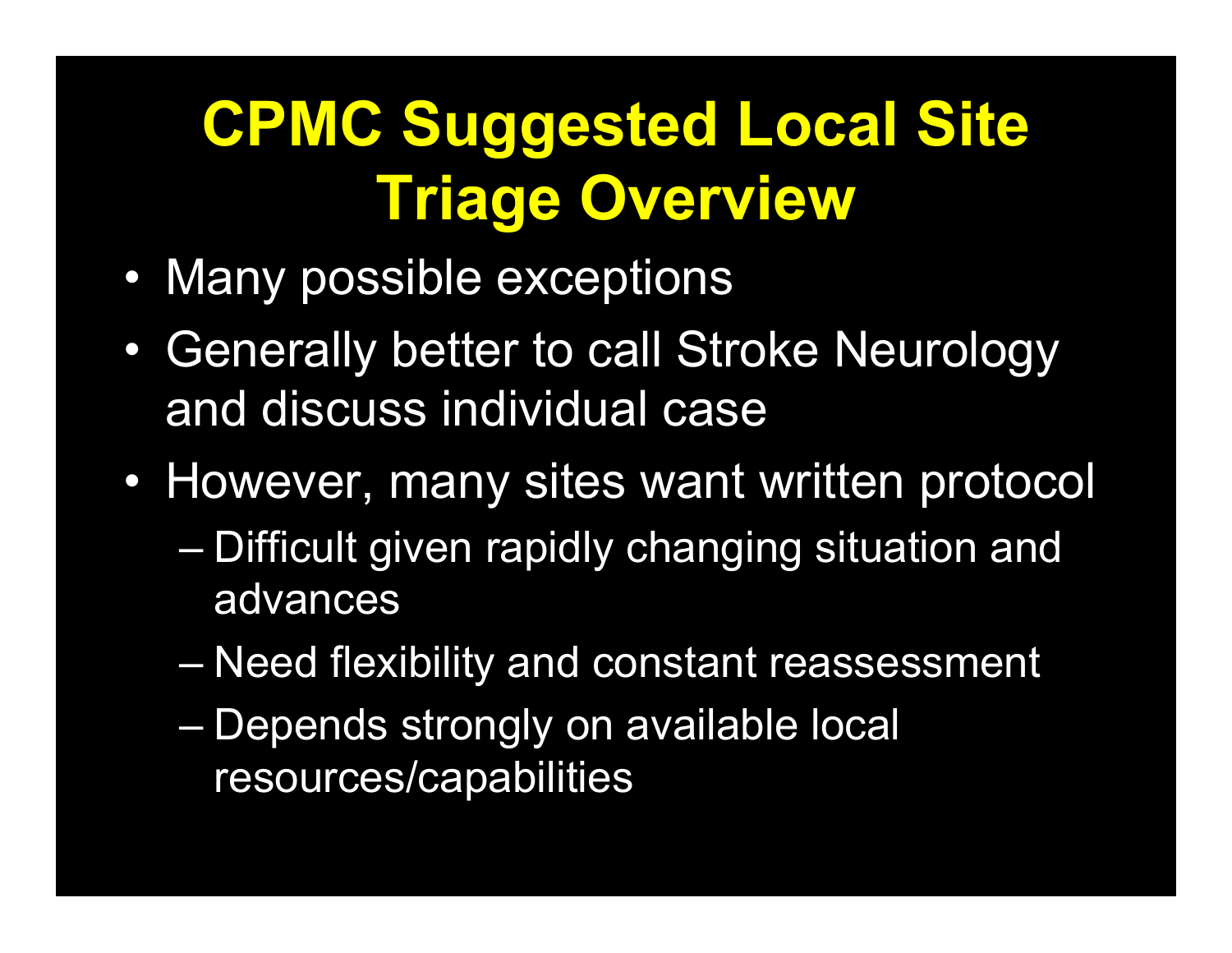# CPMC Suggested Local Site Triage Overview

- Many possible exceptions
- Generally better to call Stroke Neurology and discuss individual case
- However, many sites want written protocol
  - Difficult given rapidly changing situation and advances
  - Need flexibility and constant reassessment
  - Depends strongly on available local resources/capabilities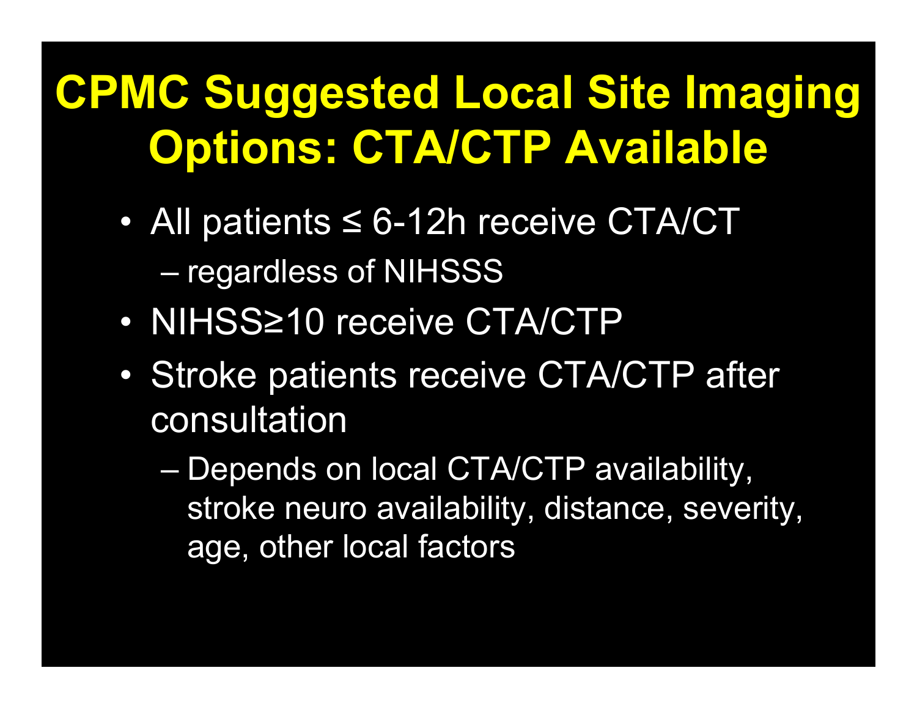# CPMC Suggested Local Site Imaging Options: CTA/CTP Available

- All patients ≤ 6-12h receive CTA/CT
  - regardless of NIHSSS
- NIHSS≥10 receive CTA/CTP
- Stroke patients receive CTA/CTP after consultation
  - Depends on local CTA/CTP availability, stroke neuro availability, distance, severity, age, other local factors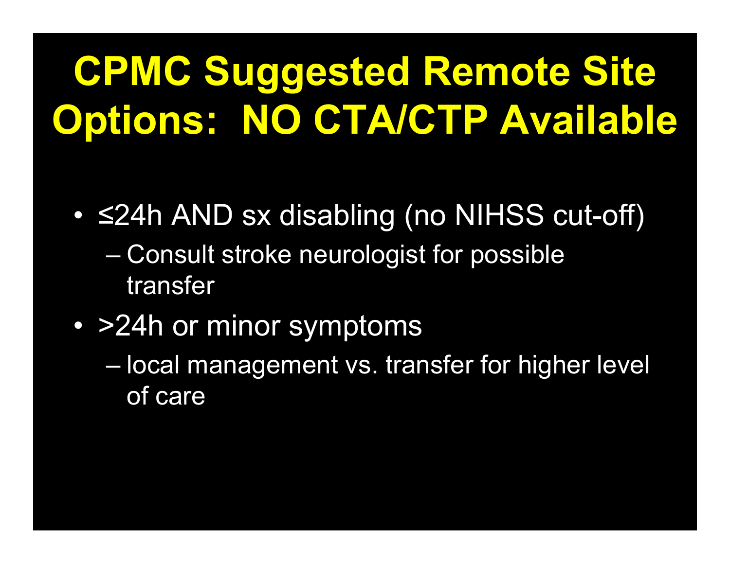# CPMC Suggested Remote Site Options: NO CTA/CTP Available

- ≤24h AND sx disabling (no NIHSS cut-off)
  - Consult stroke neurologist for possible transfer
- >24h or minor symptoms
  - local management vs. transfer for higher level of care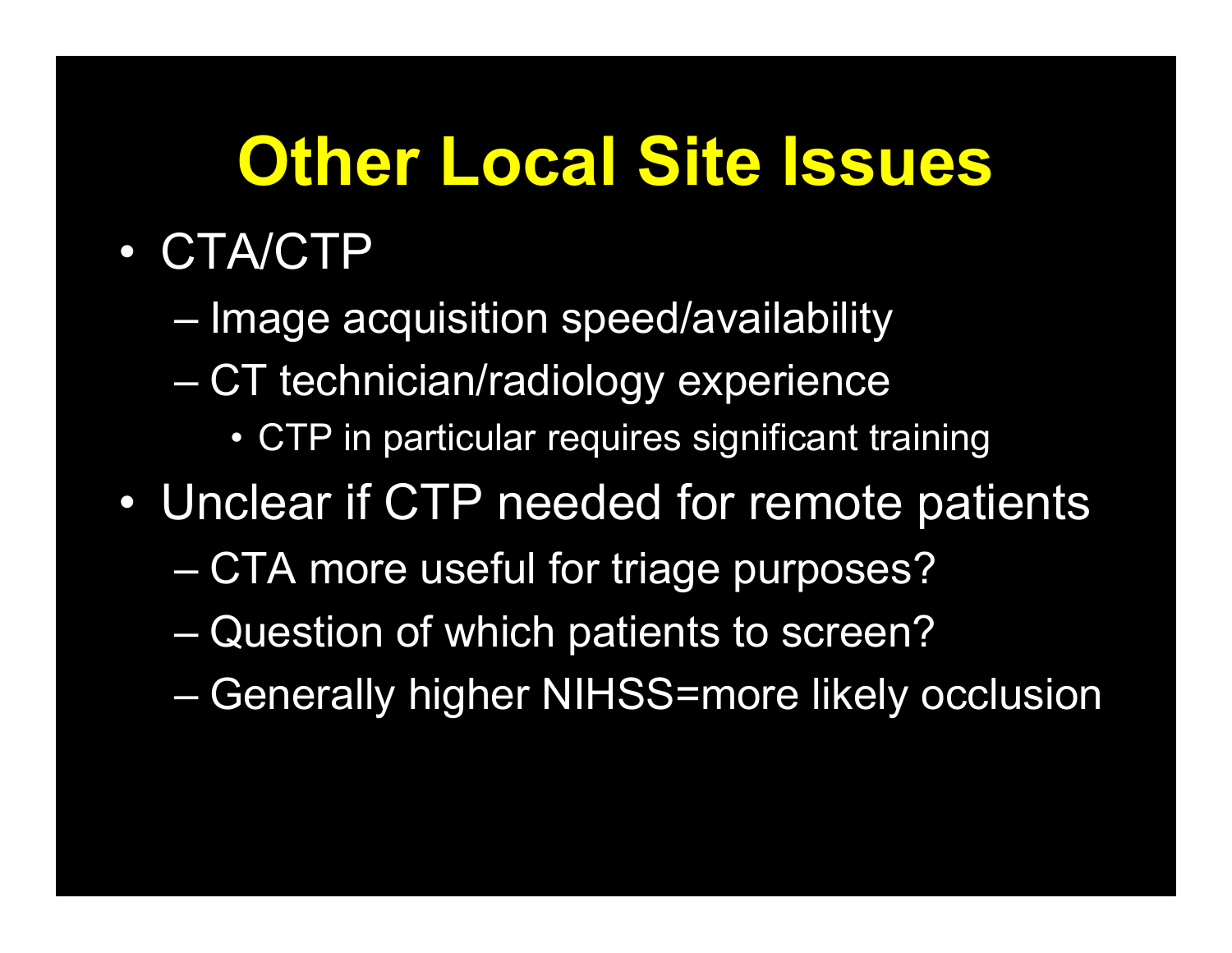# Other Local Site Issues

- CTA/CTP
  - Image acquisition speed/availability
  - CT technician/radiology experience
    - CTP in particular requires significant training
- Unclear if CTP needed for remote patients
  - CTA more useful for triage purposes?
  - Question of which patients to screen?
  - Generally higher NIHSS=more likely occlusion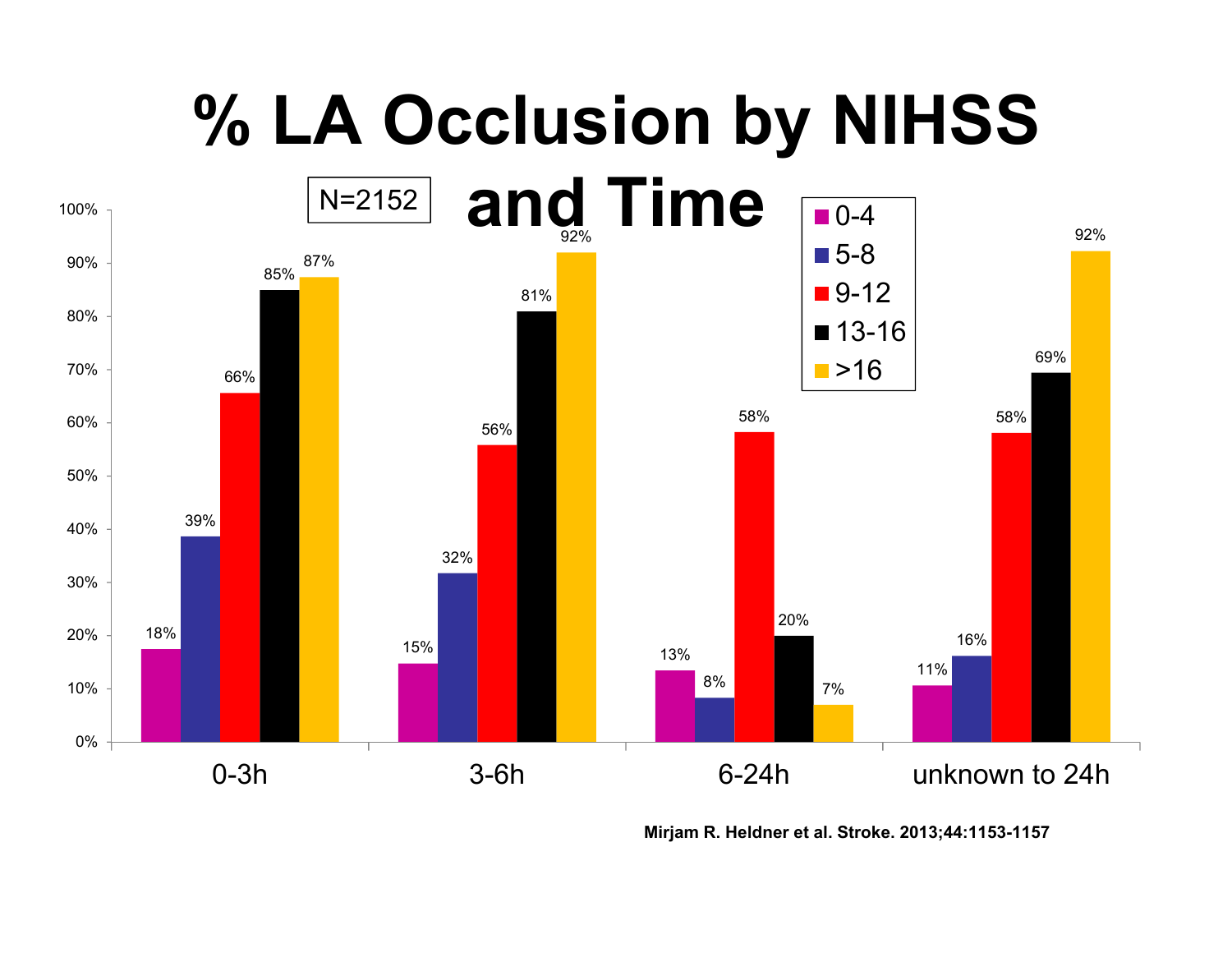# % LA Occlusion by NIHSS and Time

N=2152

| | 0-4 | 5-8 | 9-12 | 13-16 | >16 |
|---|---|---|---|---|---|
| 0-3h | 18% | 39% | 66% | 85% | 87% |
| 3-6h | 15% | 32% | 56% | 81% | 92% |
| 6-24h | 13% | 8% | 58% | 20% | 7% |
| unknown to 24h | 11% | 16% | 58% | 69% | 92% |

**Mirjam R. Heldner et al. Stroke. 2013;44:1153-1157**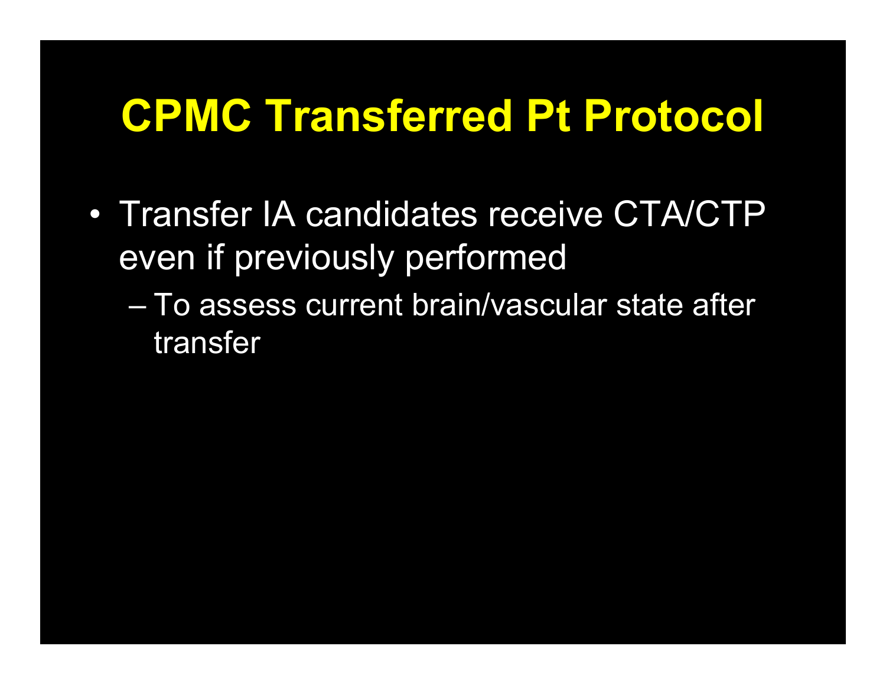# CPMC Transferred Pt Protocol

- Transfer IA candidates receive CTA/CTP even if previously performed
  - To assess current brain/vascular state after transfer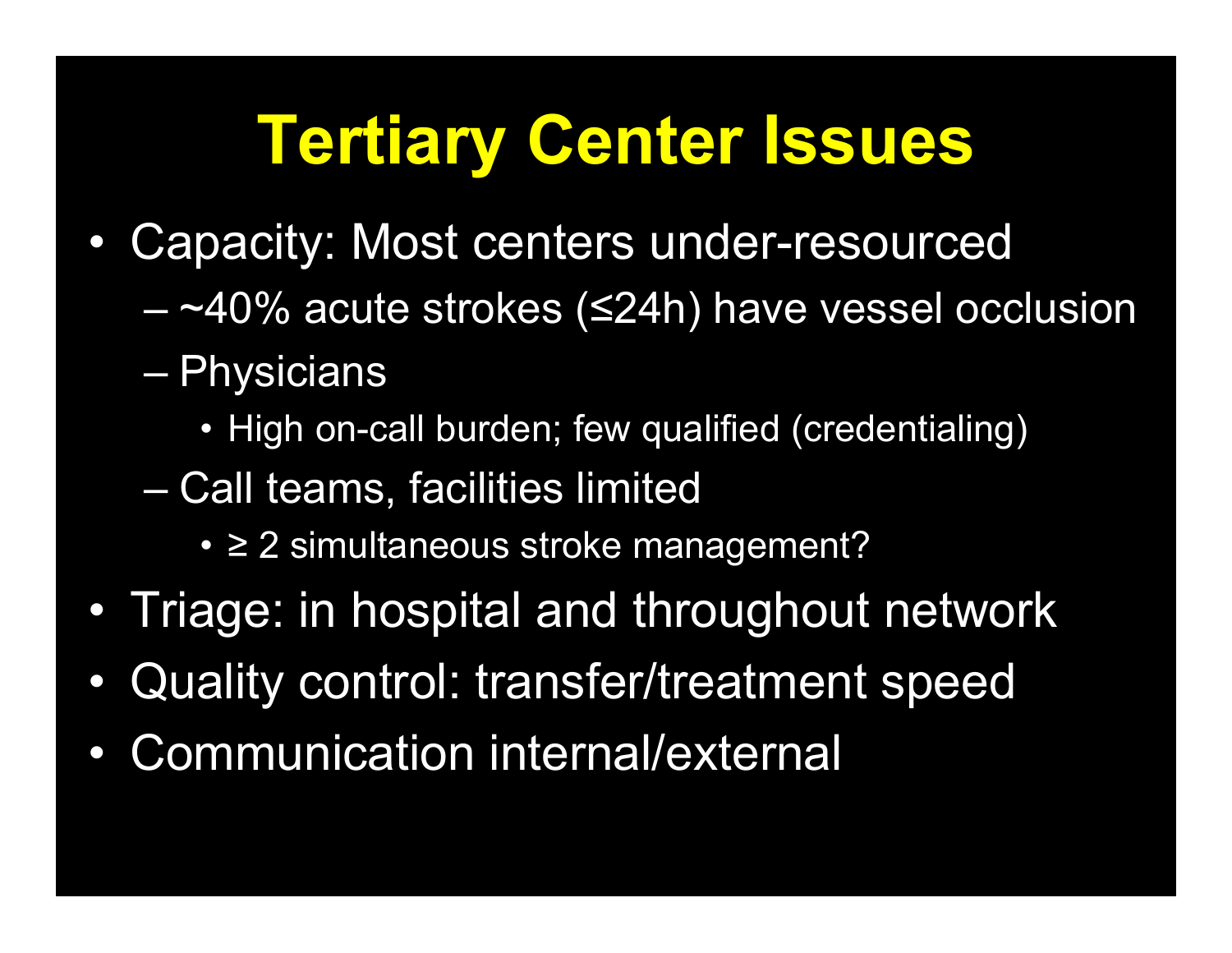# Tertiary Center Issues

- Capacity: Most centers under-resourced
  - ~40% acute strokes (≤24h) have vessel occlusion
  - Physicians
    - High on-call burden; few qualified (credentialing)
  - Call teams, facilities limited
    - ≥ 2 simultaneous stroke management?
- Triage: in hospital and throughout network
- Quality control: transfer/treatment speed
- Communication internal/external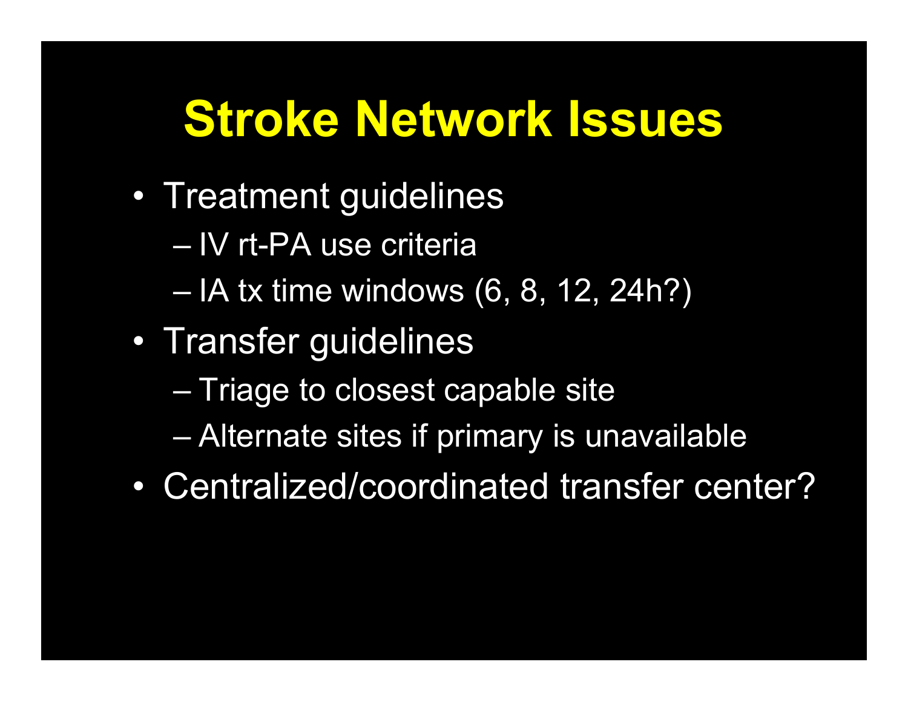# Stroke Network Issues

- Treatment guidelines
  - IV rt-PA use criteria
  - IA tx time windows (6, 8, 12, 24h?)
- Transfer guidelines
  - Triage to closest capable site
  - Alternate sites if primary is unavailable
- Centralized/coordinated transfer center?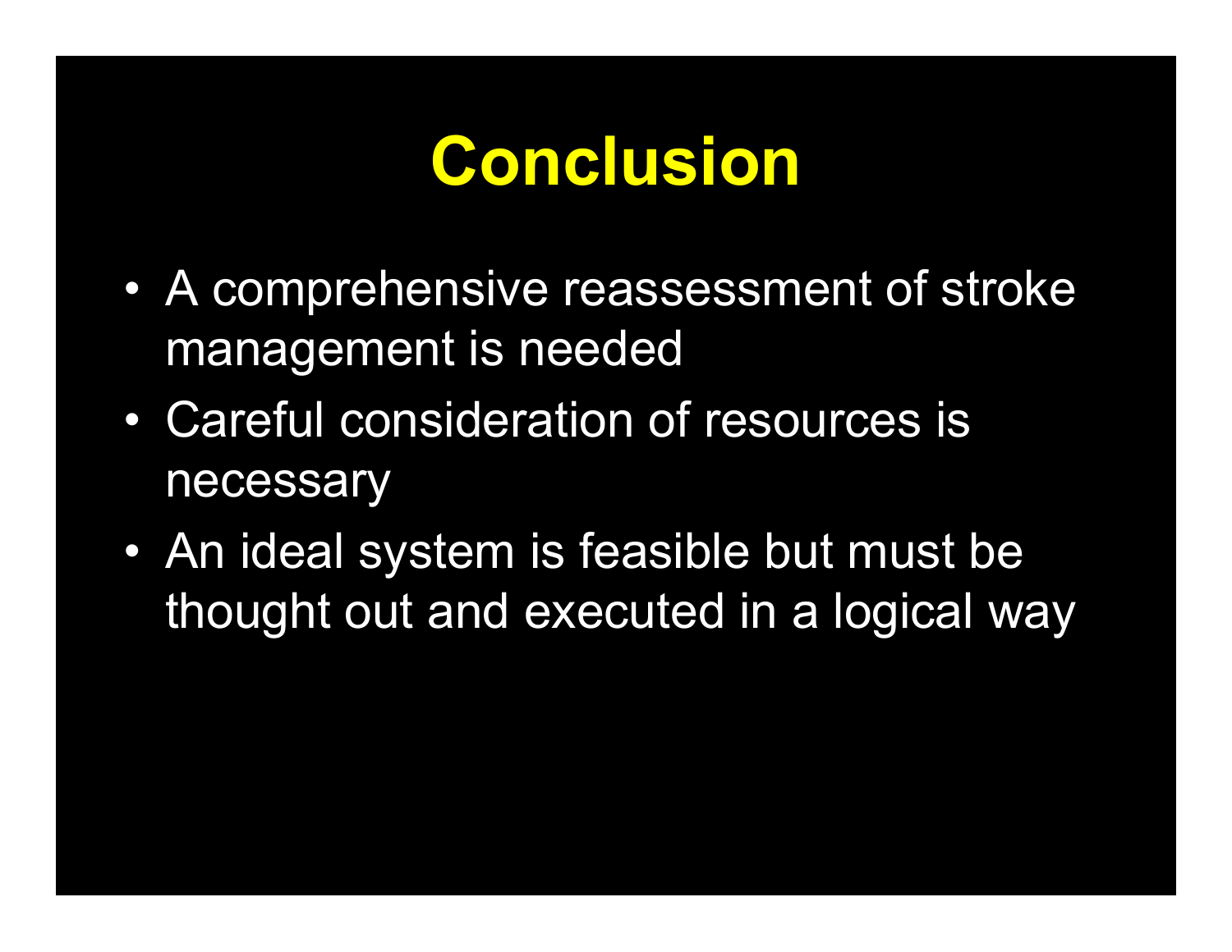# Conclusion

- A comprehensive reassessment of stroke management is needed
- Careful consideration of resources is necessary
- An ideal system is feasible but must be thought out and executed in a logical way